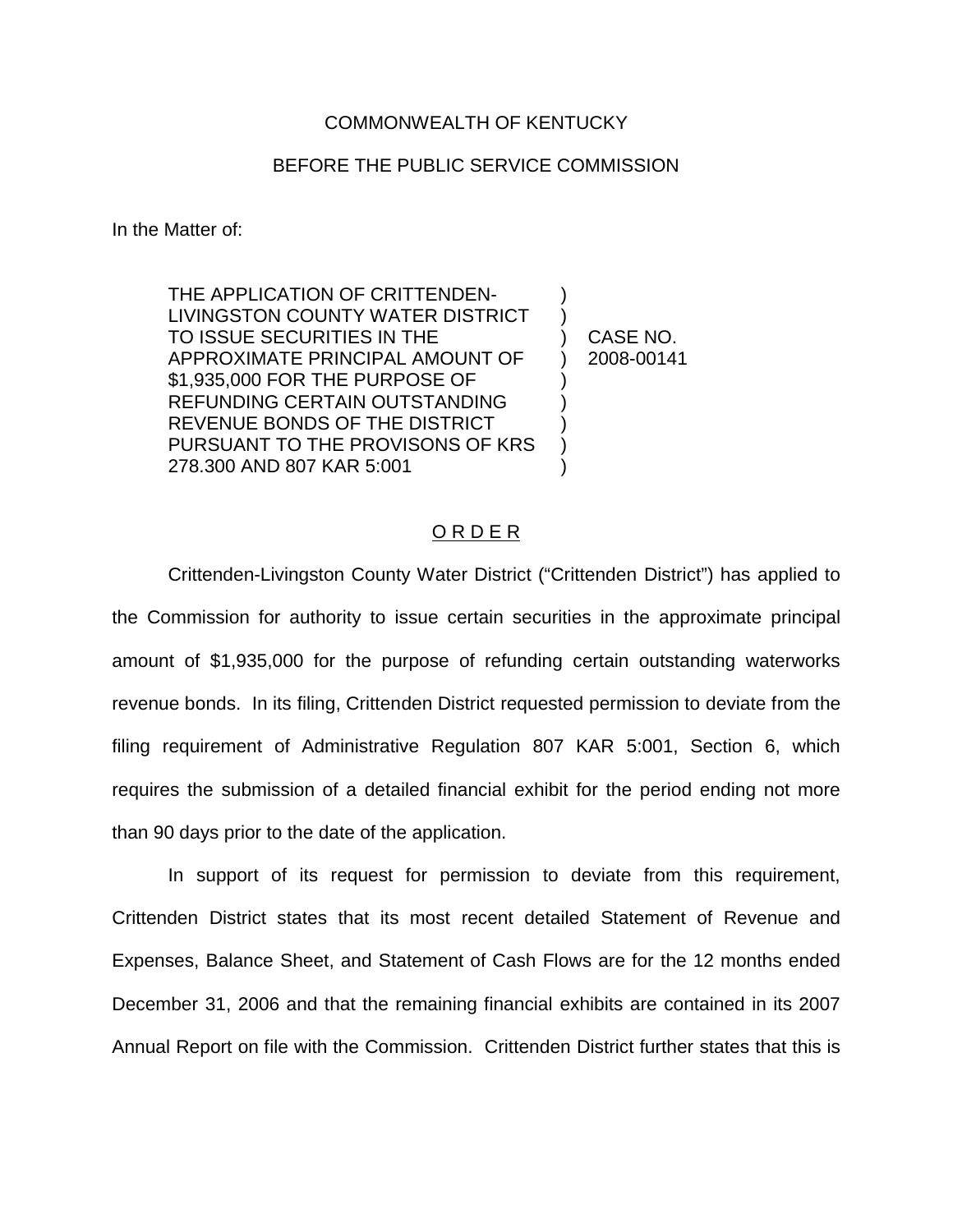COMMONWEALTH OF KENTUCKY

BEFORE THE PUBLIC SERVICE COMMISSION

In the Matter of:

| | | |
|---|---|---|
| THE APPLICATION OF CRITTENDEN-LIVINGSTON COUNTY WATER DISTRICT TO ISSUE SECURITIES IN THE APPROXIMATE PRINCIPAL AMOUNT OF $1,935,000 FOR THE PURPOSE OF REFUNDING CERTAIN OUTSTANDING REVENUE BONDS OF THE DISTRICT PURSUANT TO THE PROVISONS OF KRS 278.300 AND 807 KAR 5:001 | ) | CASE NO. 2008-00141 |

<u>O R D E R</u>

Crittenden-Livingston County Water District ("Crittenden District") has applied to the Commission for authority to issue certain securities in the approximate principal amount of $1,935,000 for the purpose of refunding certain outstanding waterworks revenue bonds. In its filing, Crittenden District requested permission to deviate from the filing requirement of Administrative Regulation 807 KAR 5:001, Section 6, which requires the submission of a detailed financial exhibit for the period ending not more than 90 days prior to the date of the application.

In support of its request for permission to deviate from this requirement, Crittenden District states that its most recent detailed Statement of Revenue and Expenses, Balance Sheet, and Statement of Cash Flows are for the 12 months ended December 31, 2006 and that the remaining financial exhibits are contained in its 2007 Annual Report on file with the Commission. Crittenden District further states that this is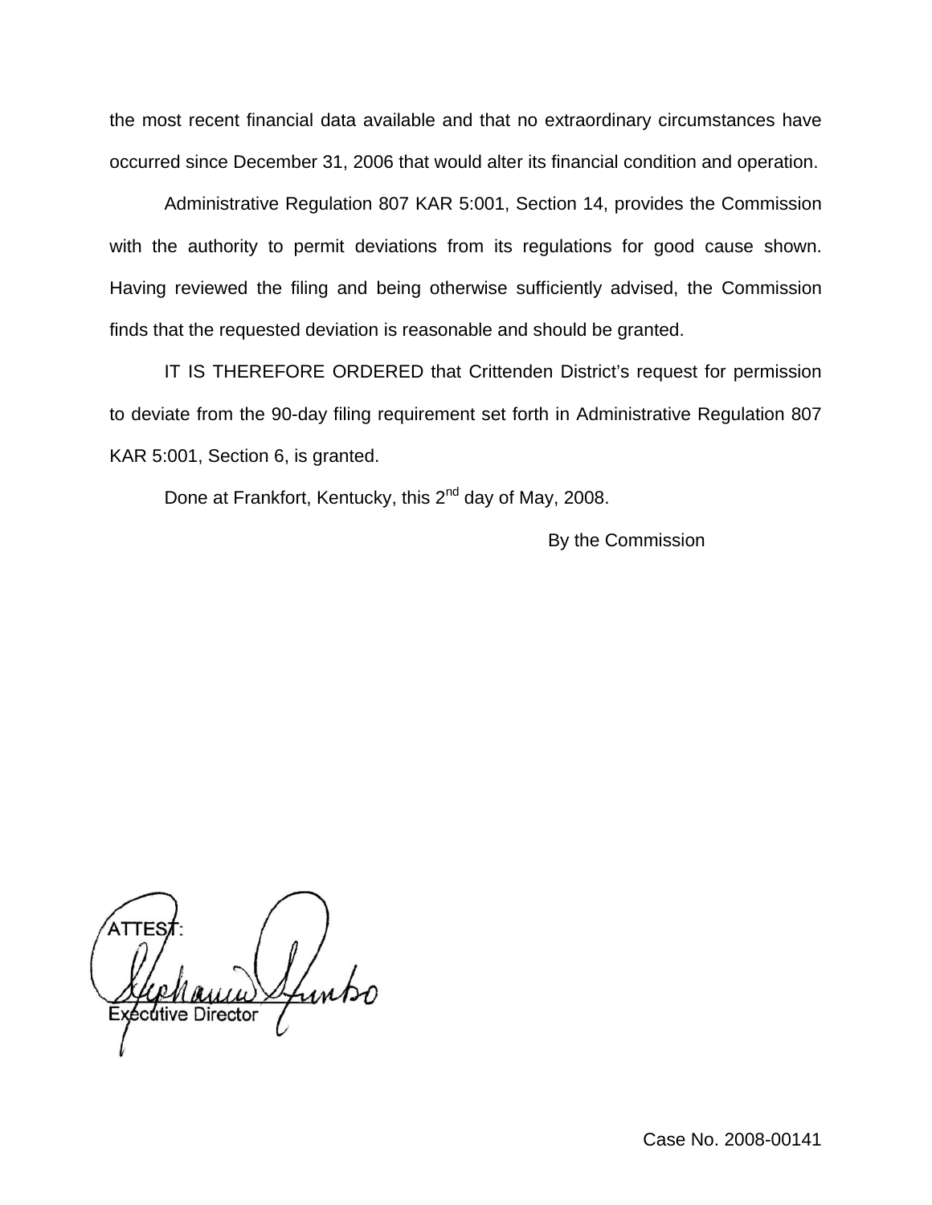the most recent financial data available and that no extraordinary circumstances have occurred since December 31, 2006 that would alter its financial condition and operation.

Administrative Regulation 807 KAR 5:001, Section 14, provides the Commission with the authority to permit deviations from its regulations for good cause shown. Having reviewed the filing and being otherwise sufficiently advised, the Commission finds that the requested deviation is reasonable and should be granted.

IT IS THEREFORE ORDERED that Crittenden District's request for permission to deviate from the 90-day filing requirement set forth in Administrative Regulation 807 KAR 5:001, Section 6, is granted.

Done at Frankfort, Kentucky, this 2nd day of May, 2008.

By the Commission

ATTEST:

Executive Director

Case No. 2008-00141